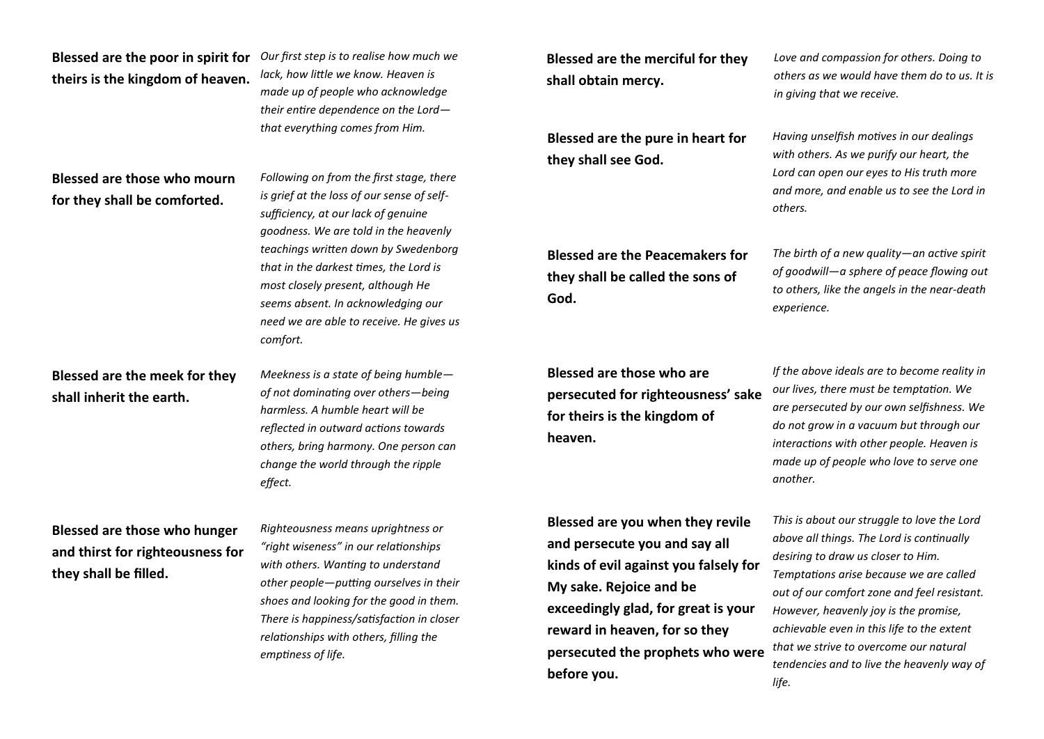**Blessed are the poor in spirit for theirs is the kingdom of heaven.**

*Our first step is to realise how much we lack, how little we know. Heaven is made up of people who acknowledge their entire dependence on the Lord—that everything comes from Him.*

**Blessed are those who mourn for they shall be comforted.**

*Following on from the first stage, there is grief at the loss of our sense of self-sufficiency, at our lack of genuine goodness. We are told in the heavenly teachings written down by Swedenborg that in the darkest times, the Lord is most closely present, although He seems absent. In acknowledging our need we are able to receive. He gives us comfort.*

**Blessed are the meek for they shall inherit the earth.**

*Meekness is a state of being humble—of not dominating over others—being harmless. A humble heart will be reflected in outward actions towards others, bring harmony. One person can change the world through the ripple effect.*

**Blessed are those who hunger and thirst for righteousness for they shall be filled.**

*Righteousness means uprightness or "right wiseness" in our relationships with others. Wanting to understand other people—putting ourselves in their shoes and looking for the good in them. There is happiness/satisfaction in closer relationships with others, filling the emptiness of life.*

**Blessed are the merciful for they shall obtain mercy.**

*Love and compassion for others. Doing to others as we would have them do to us. It is in giving that we receive.*

**Blessed are the pure in heart for they shall see God.**

*Having unselfish motives in our dealings with others. As we purify our heart, the Lord can open our eyes to His truth more and more, and enable us to see the Lord in others.*

**Blessed are the Peacemakers for they shall be called the sons of God.**

*The birth of a new quality—an active spirit of goodwill—a sphere of peace flowing out to others, like the angels in the near-death experience.*

**Blessed are those who are persecuted for righteousness' sake for theirs is the kingdom of heaven.**

*If the above ideals are to become reality in our lives, there must be temptation. We are persecuted by our own selfishness. We do not grow in a vacuum but through our interactions with other people. Heaven is made up of people who love to serve one another.*

**Blessed are you when they revile and persecute you and say all kinds of evil against you falsely for My sake. Rejoice and be exceedingly glad, for great is your reward in heaven, for so they persecuted the prophets who were before you.**

*This is about our struggle to love the Lord above all things. The Lord is continually desiring to draw us closer to Him. Temptations arise because we are called out of our comfort zone and feel resistant. However, heavenly joy is the promise, achievable even in this life to the extent that we strive to overcome our natural tendencies and to live the heavenly way of life.*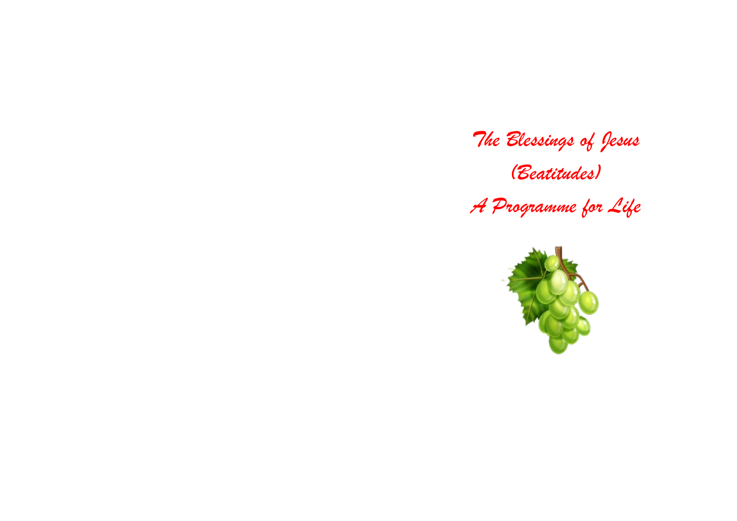# *The Blessings of Jesus*

# *(Beatitudes)*

# *A Programme for Life*